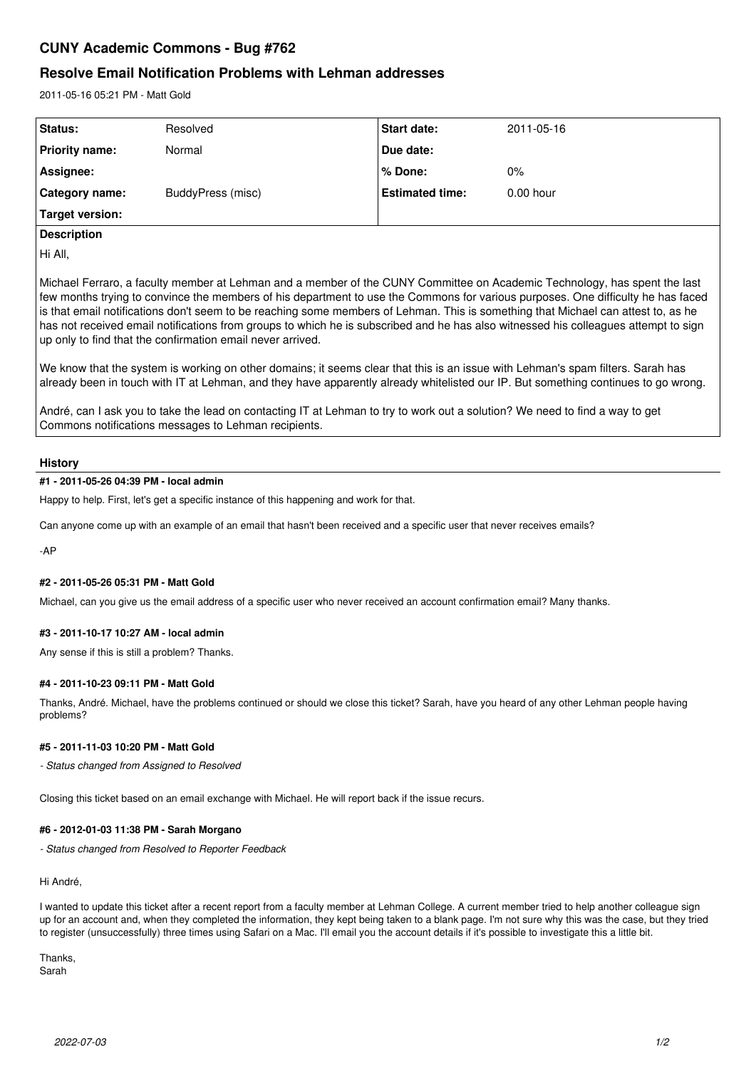# CUNY Academic Commons - Bug #762

## Resolve Email Notification Problems with Lehman addresses

2011-05-16 05:21 PM - Matt Gold

| **Status:** | Resolved | **Start date:** | 2011-05-16 |
|---|---|---|---|
| **Priority name:** | Normal | **Due date:** | |
| **Assignee:** | | **% Done:** | 0% |
| **Category name:** | BuddyPress (misc) | **Estimated time:** | 0.00 hour |
| **Target version:** | | | |

**Description**

Hi All,

Michael Ferraro, a faculty member at Lehman and a member of the CUNY Committee on Academic Technology, has spent the last few months trying to convince the members of his department to use the Commons for various purposes. One difficulty he has faced is that email notifications don't seem to be reaching some members of Lehman. This is something that Michael can attest to, as he has not received email notifications from groups to which he is subscribed and he has also witnessed his colleagues attempt to sign up only to find that the confirmation email never arrived.

We know that the system is working on other domains; it seems clear that this is an issue with Lehman's spam filters. Sarah has already been in touch with IT at Lehman, and they have apparently already whitelisted our IP. But something continues to go wrong.

André, can I ask you to take the lead on contacting IT at Lehman to try to work out a solution? We need to find a way to get Commons notifications messages to Lehman recipients.

## History

### #1 - 2011-05-26 04:39 PM - local admin

Happy to help. First, let's get a specific instance of this happening and work for that.

Can anyone come up with an example of an email that hasn't been received and a specific user that never receives emails?

-AP

### #2 - 2011-05-26 05:31 PM - Matt Gold

Michael, can you give us the email address of a specific user who never received an account confirmation email? Many thanks.

### #3 - 2011-10-17 10:27 AM - local admin

Any sense if this is still a problem? Thanks.

### #4 - 2011-10-23 09:11 PM - Matt Gold

Thanks, André. Michael, have the problems continued or should we close this ticket? Sarah, have you heard of any other Lehman people having problems?

### #5 - 2011-11-03 10:20 PM - Matt Gold

*- Status changed from Assigned to Resolved*

Closing this ticket based on an email exchange with Michael. He will report back if the issue recurs.

### #6 - 2012-01-03 11:38 PM - Sarah Morgano

*- Status changed from Resolved to Reporter Feedback*

Hi André,

I wanted to update this ticket after a recent report from a faculty member at Lehman College. A current member tried to help another colleague sign up for an account and, when they completed the information, they kept being taken to a blank page. I'm not sure why this was the case, but they tried to register (unsuccessfully) three times using Safari on a Mac. I'll email you the account details if it's possible to investigate this a little bit.

Thanks,
Sarah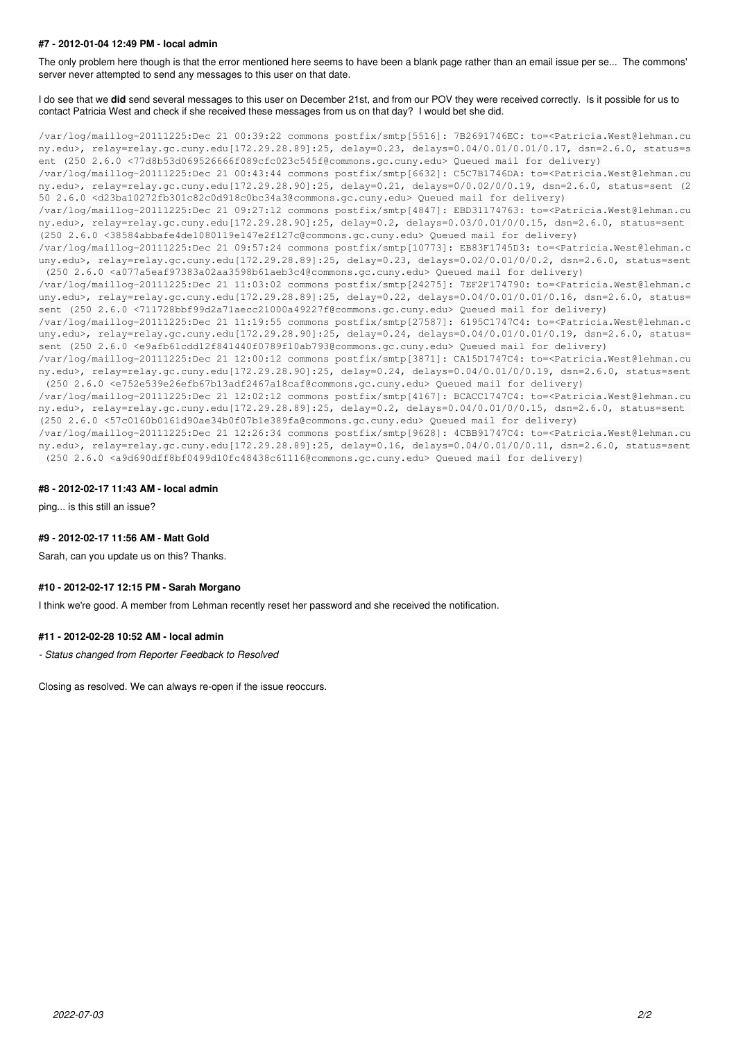#### #7 - 2012-01-04 12:49 PM - local admin

The only problem here though is that the error mentioned here seems to have been a blank page rather than an email issue per se... The commons' server never attempted to send any messages to this user on that date.

I do see that we **did** send several messages to this user on December 21st, and from our POV they were received correctly. Is it possible for us to contact Patricia West and check if she received these messages from us on that day? I would bet she did.

```
/var/log/maillog-20111225:Dec 21 00:39:22 commons postfix/smtp[5516]: 7B2691746EC: to=<Patricia.West@lehman.cuny.edu>, relay=relay.gc.cuny.edu[172.29.28.89]:25, delay=0.23, delays=0.04/0.01/0.01/0.17, dsn=2.6.0, status=sent (250 2.6.0 <77d8b53d069526666f089cfc023c545f@commons.gc.cuny.edu> Queued mail for delivery)
/var/log/maillog-20111225:Dec 21 00:43:44 commons postfix/smtp[6632]: C5C7B1746DA: to=<Patricia.West@lehman.cuny.edu>, relay=relay.gc.cuny.edu[172.29.28.90]:25, delay=0.21, delays=0/0.02/0/0.19, dsn=2.6.0, status=sent (250 2.6.0 <d23ba10272fb301c82c0d918c0bc34a3@commons.gc.cuny.edu> Queued mail for delivery)
/var/log/maillog-20111225:Dec 21 09:27:12 commons postfix/smtp[4847]: EBD31174763: to=<Patricia.West@lehman.cuny.edu>, relay=relay.gc.cuny.edu[172.29.28.90]:25, delay=0.2, delays=0.03/0.01/0/0.15, dsn=2.6.0, status=sent (250 2.6.0 <38584abbafe4de1080119e147e2f127c@commons.gc.cuny.edu> Queued mail for delivery)
/var/log/maillog-20111225:Dec 21 09:57:24 commons postfix/smtp[10773]: EB83F1745D3: to=<Patricia.West@lehman.cuny.edu>, relay=relay.gc.cuny.edu[172.29.28.89]:25, delay=0.23, delays=0.02/0.01/0/0.2, dsn=2.6.0, status=sent (250 2.6.0 <a077a5eaf97383a02aa3598b61aeb3c4@commons.gc.cuny.edu> Queued mail for delivery)
/var/log/maillog-20111225:Dec 21 11:03:02 commons postfix/smtp[24275]: 7EF2F174790: to=<Patricia.West@lehman.cuny.edu>, relay=relay.gc.cuny.edu[172.29.28.89]:25, delay=0.22, delays=0.04/0.01/0.01/0.16, dsn=2.6.0, status=sent (250 2.6.0 <711728bbf99d2a71aecc21000a49227f@commons.gc.cuny.edu> Queued mail for delivery)
/var/log/maillog-20111225:Dec 21 11:19:55 commons postfix/smtp[27587]: 6195C1747C4: to=<Patricia.West@lehman.cuny.edu>, relay=relay.gc.cuny.edu[172.29.28.90]:25, delay=0.24, delays=0.04/0.01/0.01/0.19, dsn=2.6.0, status=sent (250 2.6.0 <e9afb61cdd12f841440f0789f10ab793@commons.gc.cuny.edu> Queued mail for delivery)
/var/log/maillog-20111225:Dec 21 12:00:12 commons postfix/smtp[3871]: CA15D1747C4: to=<Patricia.West@lehman.cuny.edu>, relay=relay.gc.cuny.edu[172.29.28.90]:25, delay=0.24, delays=0.04/0.01/0/0.19, dsn=2.6.0, status=sent (250 2.6.0 <e752e539e26efb67b13adf2467a18caf@commons.gc.cuny.edu> Queued mail for delivery)
/var/log/maillog-20111225:Dec 21 12:02:12 commons postfix/smtp[4167]: BCACC1747C4: to=<Patricia.West@lehman.cuny.edu>, relay=relay.gc.cuny.edu[172.29.28.89]:25, delay=0.2, delays=0.04/0.01/0/0.15, dsn=2.6.0, status=sent (250 2.6.0 <57c0160b0161d90ae34b0f07b1e389fa@commons.gc.cuny.edu> Queued mail for delivery)
/var/log/maillog-20111225:Dec 21 12:26:34 commons postfix/smtp[9628]: 4CBB91747C4: to=<Patricia.West@lehman.cuny.edu>, relay=relay.gc.cuny.edu[172.29.28.89]:25, delay=0.16, delays=0.04/0.01/0/0.11, dsn=2.6.0, status=sent (250 2.6.0 <a9d690dff8bf0499d10fc48438c61116@commons.gc.cuny.edu> Queued mail for delivery)
```

#### #8 - 2012-02-17 11:43 AM - local admin

ping... is this still an issue?

#### #9 - 2012-02-17 11:56 AM - Matt Gold

Sarah, can you update us on this? Thanks.

#### #10 - 2012-02-17 12:15 PM - Sarah Morgano

I think we're good. A member from Lehman recently reset her password and she received the notification.

#### #11 - 2012-02-28 10:52 AM - local admin

*- Status changed from Reporter Feedback to Resolved*

Closing as resolved. We can always re-open if the issue reoccurs.